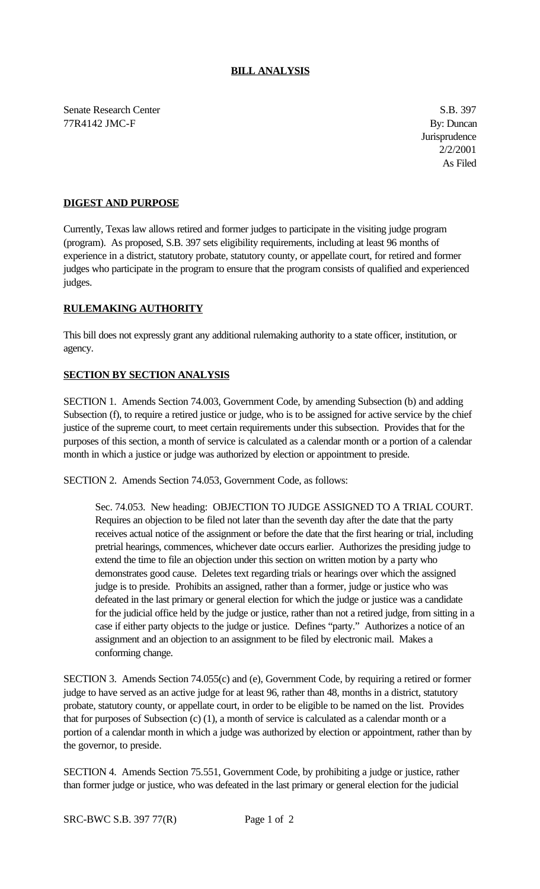## BILL ANALYSIS

Senate Research Center
77R4142 JMC-F

S.B. 397
By: Duncan
Jurisprudence
2/2/2001
As Filed

### DIGEST AND PURPOSE

Currently, Texas law allows retired and former judges to participate in the visiting judge program (program). As proposed, S.B. 397 sets eligibility requirements, including at least 96 months of experience in a district, statutory probate, statutory county, or appellate court, for retired and former judges who participate in the program to ensure that the program consists of qualified and experienced judges.

### RULEMAKING AUTHORITY

This bill does not expressly grant any additional rulemaking authority to a state officer, institution, or agency.

### SECTION BY SECTION ANALYSIS

SECTION 1. Amends Section 74.003, Government Code, by amending Subsection (b) and adding Subsection (f), to require a retired justice or judge, who is to be assigned for active service by the chief justice of the supreme court, to meet certain requirements under this subsection. Provides that for the purposes of this section, a month of service is calculated as a calendar month or a portion of a calendar month in which a justice or judge was authorized by election or appointment to preside.

SECTION 2. Amends Section 74.053, Government Code, as follows:

> Sec. 74.053. New heading: OBJECTION TO JUDGE ASSIGNED TO A TRIAL COURT. Requires an objection to be filed not later than the seventh day after the date that the party receives actual notice of the assignment or before the date that the first hearing or trial, including pretrial hearings, commences, whichever date occurs earlier. Authorizes the presiding judge to extend the time to file an objection under this section on written motion by a party who demonstrates good cause. Deletes text regarding trials or hearings over which the assigned judge is to preside. Prohibits an assigned, rather than a former, judge or justice who was defeated in the last primary or general election for which the judge or justice was a candidate for the judicial office held by the judge or justice, rather than not a retired judge, from sitting in a case if either party objects to the judge or justice. Defines "party." Authorizes a notice of an assignment and an objection to an assignment to be filed by electronic mail. Makes a conforming change.

SECTION 3. Amends Section 74.055(c) and (e), Government Code, by requiring a retired or former judge to have served as an active judge for at least 96, rather than 48, months in a district, statutory probate, statutory county, or appellate court, in order to be eligible to be named on the list. Provides that for purposes of Subsection (c) (1), a month of service is calculated as a calendar month or a portion of a calendar month in which a judge was authorized by election or appointment, rather than by the governor, to preside.

SECTION 4. Amends Section 75.551, Government Code, by prohibiting a judge or justice, rather than former judge or justice, who was defeated in the last primary or general election for the judicial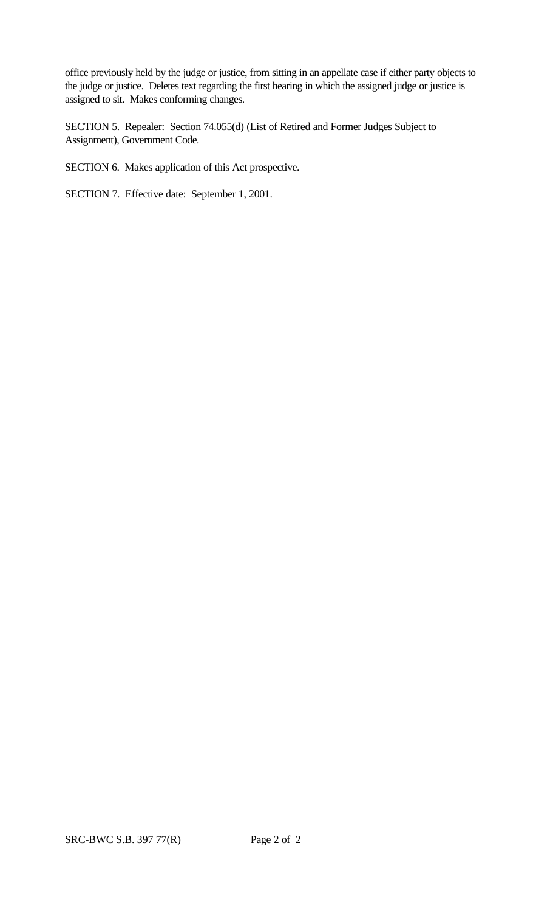office previously held by the judge or justice, from sitting in an appellate case if either party objects to the judge or justice. Deletes text regarding the first hearing in which the assigned judge or justice is assigned to sit. Makes conforming changes.

SECTION 5. Repealer: Section 74.055(d) (List of Retired and Former Judges Subject to Assignment), Government Code.

SECTION 6. Makes application of this Act prospective.

SECTION 7. Effective date: September 1, 2001.